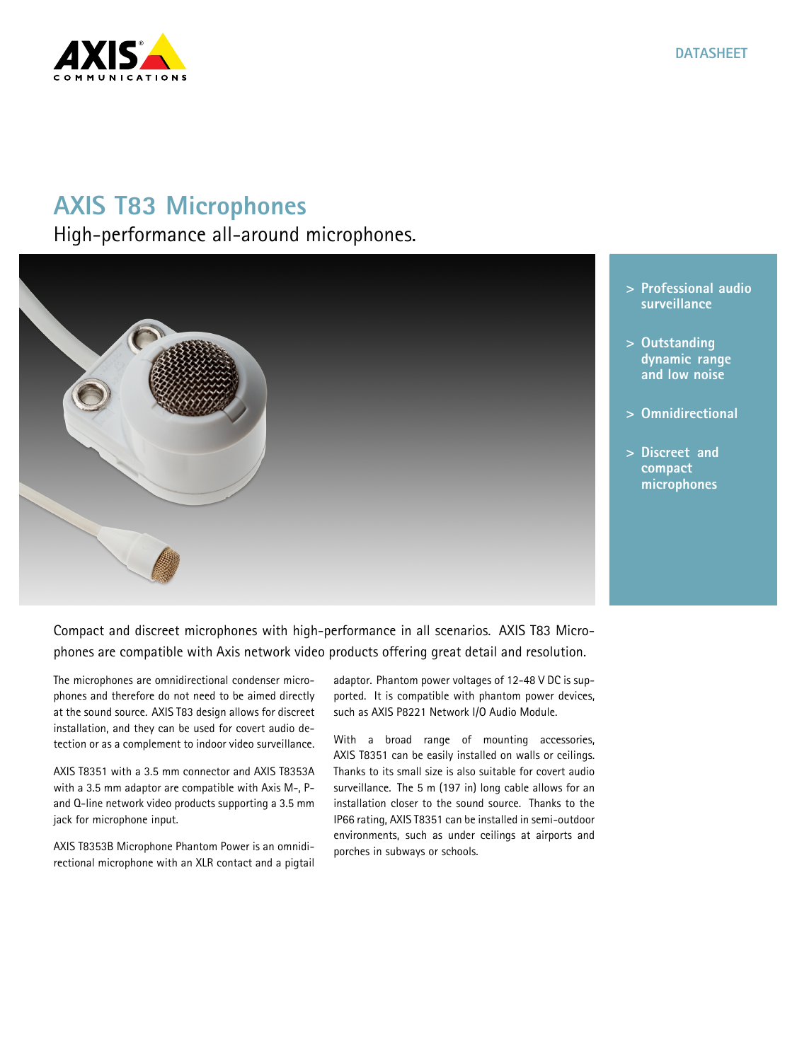DATASHEET

# AXIS T83 Microphones

## High-performance all-around microphones.

- Professional audio surveillance
- Outstanding dynamic range and low noise
- Omnidirectional
- Discreet and compact microphones

Compact and discreet microphones with high-performance in all scenarios. AXIS T83 Microphones are compatible with Axis network video products offering great detail and resolution.

The microphones are omnidirectional condenser microphones and therefore do not need to be aimed directly at the sound source. AXIS T83 design allows for discreet installation, and they can be used for covert audio detection or as a complement to indoor video surveillance.

AXIS T8351 with a 3.5 mm connector and AXIS T8353A with a 3.5 mm adaptor are compatible with Axis M-, P- and Q-line network video products supporting a 3.5 mm jack for microphone input.

AXIS T8353B Microphone Phantom Power is an omnidirectional microphone with an XLR contact and a pigtail adaptor. Phantom power voltages of 12-48 V DC is supported. It is compatible with phantom power devices, such as AXIS P8221 Network I/O Audio Module.

With a broad range of mounting accessories, AXIS T8351 can be easily installed on walls or ceilings. Thanks to its small size is also suitable for covert audio surveillance. The 5 m (197 in) long cable allows for an installation closer to the sound source. Thanks to the IP66 rating, AXIS T8351 can be installed in semi-outdoor environments, such as under ceilings at airports and porches in subways or schools.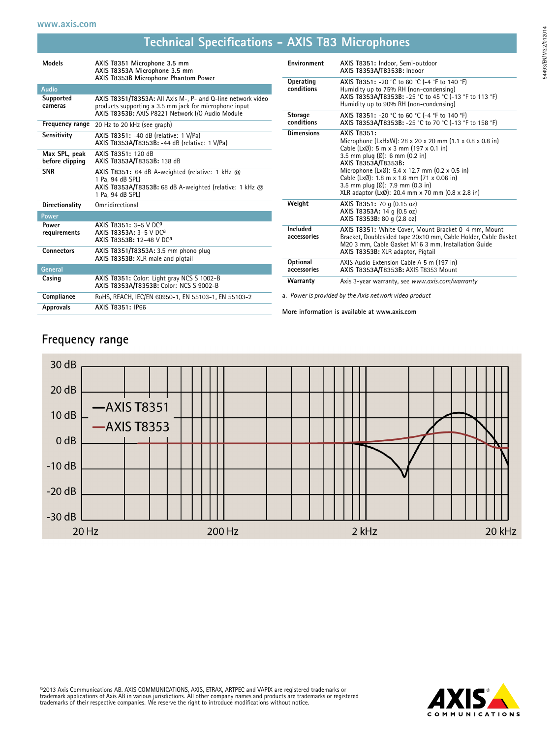www.axis.com

# Technical Specifications – AXIS T83 Microphones

| | |
|---|---|
| **Models** | AXIS T8351 Microphone 3.5 mm<br>AXIS T8353A Microphone 3.5 mm<br>AXIS T8353B Microphone Phantom Power |
| **Audio** | |
| **Supported cameras** | **AXIS T8351/T8353A:** All Axis M-, P- and Q-line network video products supporting a 3.5 mm jack for microphone input<br>**AXIS T8353B:** AXIS P8221 Network I/O Audio Module |
| **Frequency range** | 20 Hz to 20 kHz (see graph) |
| **Sensitivity** | **AXIS T8351:** -40 dB (relative: 1 V/Pa)<br>**AXIS T8353A/T8353B:** -44 dB (relative: 1 V/Pa) |
| **Max SPL, peak before clipping** | **AXIS T8351:** 120 dB<br>**AXIS T8353A/T8353B:** 138 dB |
| **SNR** | **AXIS T8351:** 64 dB A-weighted (relative: 1 kHz @ 1 Pa, 94 dB SPL)<br>**AXIS T8353A/T8353B:** 68 dB A-weighted (relative: 1 kHz @ 1 Pa, 94 dB SPL) |
| **Directionality** | Omnidirectional |
| **Power** | |
| **Power requirements** | **AXIS T8351:** 3–5 V DC[a]<br>**AXIS T8353A:** 3–5 V DC[a]<br>**AXIS T8353B:** 12–48 V DC[a] |
| **Connectors** | **AXIS T8351/T8353A:** 3.5 mm phono plug<br>**AXIS T8353B:** XLR male and pigtail |
| **General** | |
| **Casing** | **AXIS T8351:** Color: Light gray NCS S 1002-B<br>**AXIS T8353A/T8353B:** Color: NCS S 9002-B |
| **Compliance** | RoHS, REACH, IEC/EN 60950-1, EN 55103-1, EN 55103-2 |
| **Approvals** | **AXIS T8351:** IP66 |
| **Environment** | **AXIS T8351:** Indoor, Semi-outdoor<br>**AXIS T8353A/T8353B:** Indoor |
| **Operating conditions** | **AXIS T8351:** -20 °C to 60 °C (-4 °F to 140 °F)<br>Humidity up to 75% RH (non-condensing)<br>**AXIS T8353B:** -25 °C to 45 °C (-13 °F to 113 °F)<br>Humidity up to 90% RH (non-condensing) |
| **Storage conditions** | **AXIS T8351:** -20 °C to 60 °C (-4 °F to 140 °F)<br>**AXIS T8353A/T8353B:** -25 °C to 70 °C (-13 °F to 158 °F) |
| **Dimensions** | **AXIS T8351:**<br>Microphone (LxHxW): 28 x 20 x 20 mm (1.1 x 0.8 x 0.8 in)<br>Cable (LxØ): 5 m x 3 mm (197 x 0.1 in)<br>3.5 mm plug (Ø): 6 mm (0.2 in)<br>**AXIS T8353A/T8353B:**<br>Microphone (LxØ): 5.4 x 12.7 mm (0.2 x 0.5 in)<br>Cable (LxØ): 1.8 m x 1.6 mm (71 x 0.06 in)<br>3.5 mm plug (Ø): 7.9 mm (0.3 in)<br>XLR adaptor (LxØ): 20.4 mm x 70 mm (0.8 x 2.8 in) |
| **Weight** | **AXIS T8351:** 70 g (0.15 oz)<br>**AXIS T8353A:** 14 g (0.5 oz)<br>**AXIS T8353B:** 80 g (2.8 oz) |
| **Included accessories** | **AXIS T8351:** White Cover, Mount Bracket 0–4 mm, Mount Bracket, Doublesided tape 20x10 mm, Cable Holder, Cable Gasket M20 3 mm, Cable Gasket M16 3 mm, Installation Guide<br>**AXIS T8353B:** XLR adaptor, Pigtail |
| **Optional accessories** | AXIS Audio Extension Cable A 5 m (197 in)<br>**AXIS T8353A/T8353B:** AXIS T8353 Mount |
| **Warranty** | Axis 3-year warranty, see *www.axis.com/warranty* |

a. *Power is provided by the Axis network video product*

More information is available at www.axis.com

## Frequency range

30 dB
20 dB
10 dB
0 dB
-10 dB
-20 dB
-30 dB
20 Hz
200 Hz
2 kHz
20 kHz
AXIS T8351
AXIS T8353

©2013 Axis Communications AB. AXIS COMMUNICATIONS, AXIS, ETRAX, ARTPEC and VAPIX are registered trademarks or trademark applications of Axis AB in various jurisdictions. All other company names and products are trademarks or registered trademarks of their respective companies. We reserve the right to introduce modifications without notice.